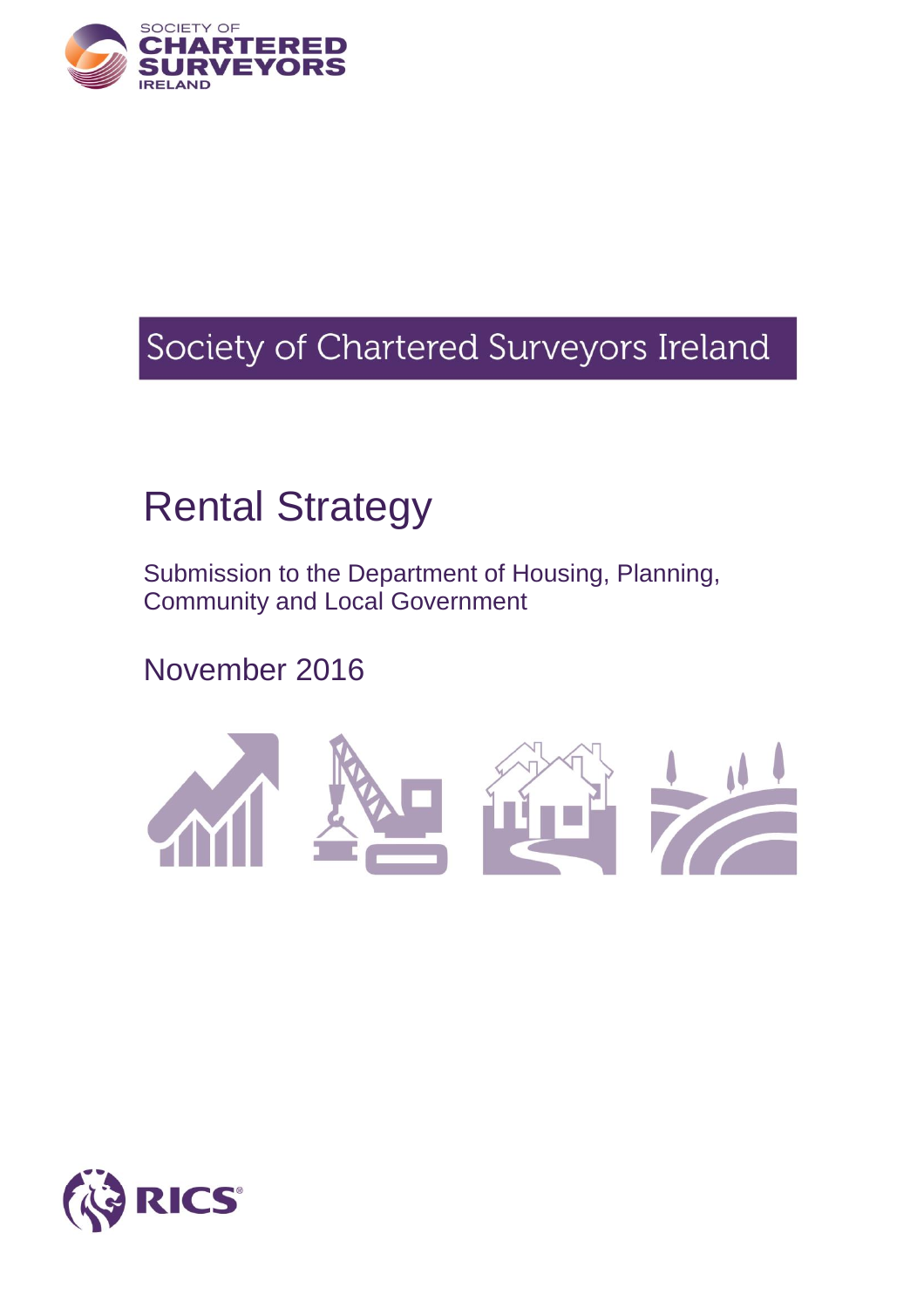SOCIETY OF CHARTERED SURVEYORS IRELAND

Society of Chartered Surveyors Ireland

# Rental Strategy

Submission to the Department of Housing, Planning, Community and Local Government

November 2016

RICS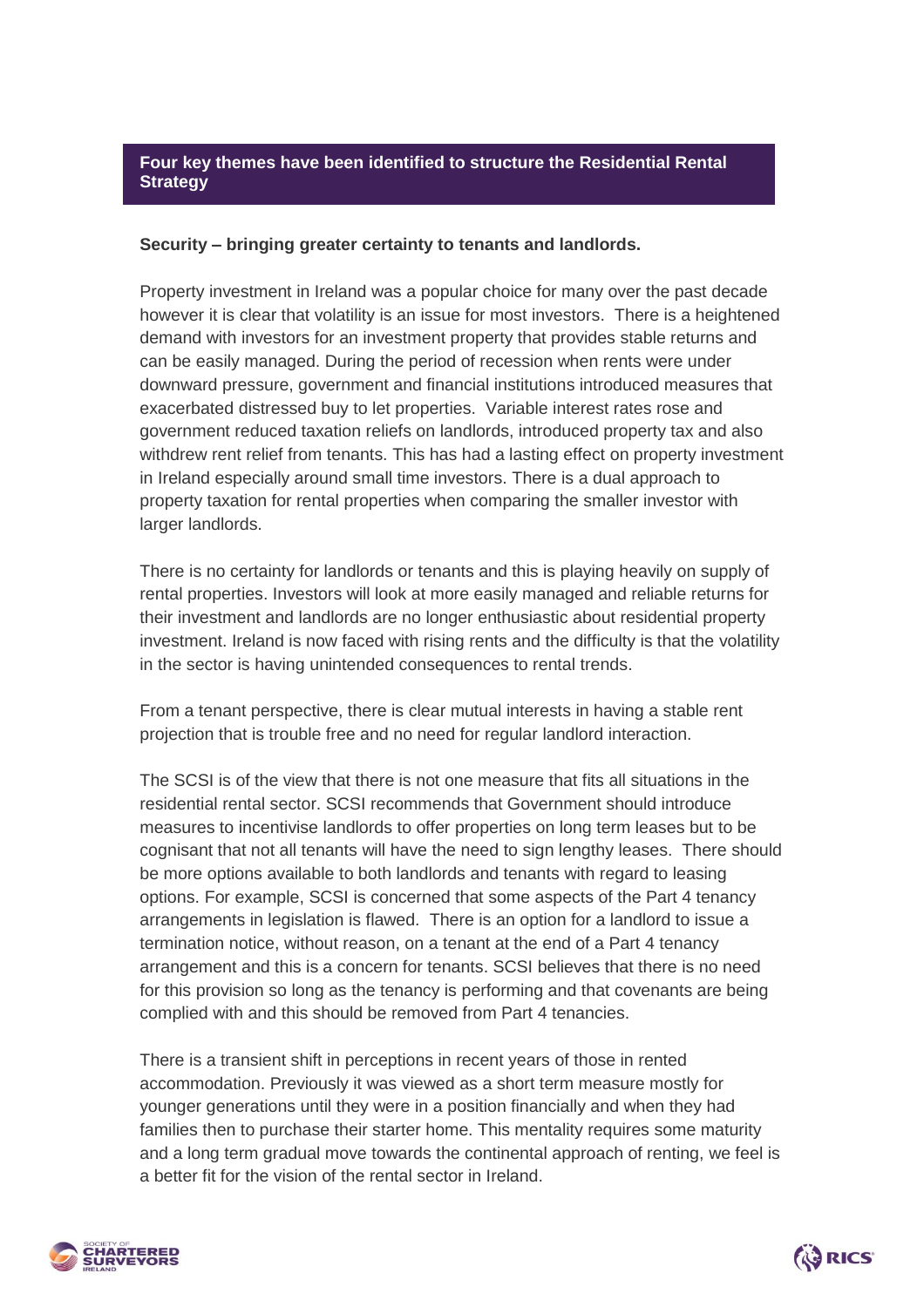## Four key themes have been identified to structure the Residential Rental Strategy

**Security – bringing greater certainty to tenants and landlords.**

Property investment in Ireland was a popular choice for many over the past decade however it is clear that volatility is an issue for most investors. There is a heightened demand with investors for an investment property that provides stable returns and can be easily managed. During the period of recession when rents were under downward pressure, government and financial institutions introduced measures that exacerbated distressed buy to let properties. Variable interest rates rose and government reduced taxation reliefs on landlords, introduced property tax and also withdrew rent relief from tenants. This has had a lasting effect on property investment in Ireland especially around small time investors. There is a dual approach to property taxation for rental properties when comparing the smaller investor with larger landlords.

There is no certainty for landlords or tenants and this is playing heavily on supply of rental properties. Investors will look at more easily managed and reliable returns for their investment and landlords are no longer enthusiastic about residential property investment. Ireland is now faced with rising rents and the difficulty is that the volatility in the sector is having unintended consequences to rental trends.

From a tenant perspective, there is clear mutual interests in having a stable rent projection that is trouble free and no need for regular landlord interaction.

The SCSI is of the view that there is not one measure that fits all situations in the residential rental sector. SCSI recommends that Government should introduce measures to incentivise landlords to offer properties on long term leases but to be cognisant that not all tenants will have the need to sign lengthy leases. There should be more options available to both landlords and tenants with regard to leasing options. For example, SCSI is concerned that some aspects of the Part 4 tenancy arrangements in legislation is flawed. There is an option for a landlord to issue a termination notice, without reason, on a tenant at the end of a Part 4 tenancy arrangement and this is a concern for tenants. SCSI believes that there is no need for this provision so long as the tenancy is performing and that covenants are being complied with and this should be removed from Part 4 tenancies.

There is a transient shift in perceptions in recent years of those in rented accommodation. Previously it was viewed as a short term measure mostly for younger generations until they were in a position financially and when they had families then to purchase their starter home. This mentality requires some maturity and a long term gradual move towards the continental approach of renting, we feel is a better fit for the vision of the rental sector in Ireland.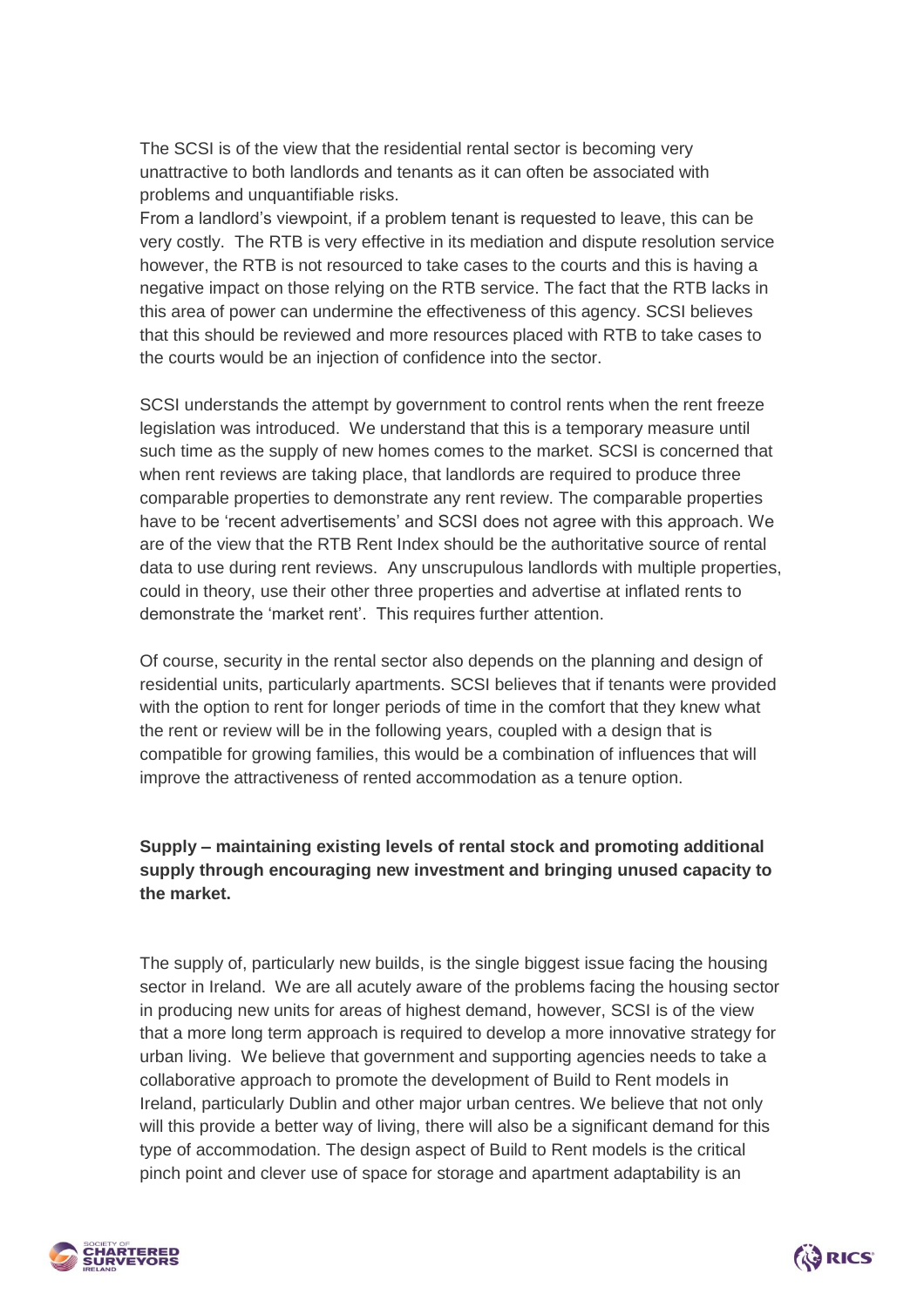The SCSI is of the view that the residential rental sector is becoming very unattractive to both landlords and tenants as it can often be associated with problems and unquantifiable risks.
From a landlord's viewpoint, if a problem tenant is requested to leave, this can be very costly. The RTB is very effective in its mediation and dispute resolution service however, the RTB is not resourced to take cases to the courts and this is having a negative impact on those relying on the RTB service. The fact that the RTB lacks in this area of power can undermine the effectiveness of this agency. SCSI believes that this should be reviewed and more resources placed with RTB to take cases to the courts would be an injection of confidence into the sector.

SCSI understands the attempt by government to control rents when the rent freeze legislation was introduced. We understand that this is a temporary measure until such time as the supply of new homes comes to the market. SCSI is concerned that when rent reviews are taking place, that landlords are required to produce three comparable properties to demonstrate any rent review. The comparable properties have to be 'recent advertisements' and SCSI does not agree with this approach. We are of the view that the RTB Rent Index should be the authoritative source of rental data to use during rent reviews. Any unscrupulous landlords with multiple properties, could in theory, use their other three properties and advertise at inflated rents to demonstrate the 'market rent'. This requires further attention.

Of course, security in the rental sector also depends on the planning and design of residential units, particularly apartments. SCSI believes that if tenants were provided with the option to rent for longer periods of time in the comfort that they knew what the rent or review will be in the following years, coupled with a design that is compatible for growing families, this would be a combination of influences that will improve the attractiveness of rented accommodation as a tenure option.

**Supply – maintaining existing levels of rental stock and promoting additional supply through encouraging new investment and bringing unused capacity to the market.**

The supply of, particularly new builds, is the single biggest issue facing the housing sector in Ireland. We are all acutely aware of the problems facing the housing sector in producing new units for areas of highest demand, however, SCSI is of the view that a more long term approach is required to develop a more innovative strategy for urban living. We believe that government and supporting agencies needs to take a collaborative approach to promote the development of Build to Rent models in Ireland, particularly Dublin and other major urban centres. We believe that not only will this provide a better way of living, there will also be a significant demand for this type of accommodation. The design aspect of Build to Rent models is the critical pinch point and clever use of space for storage and apartment adaptability is an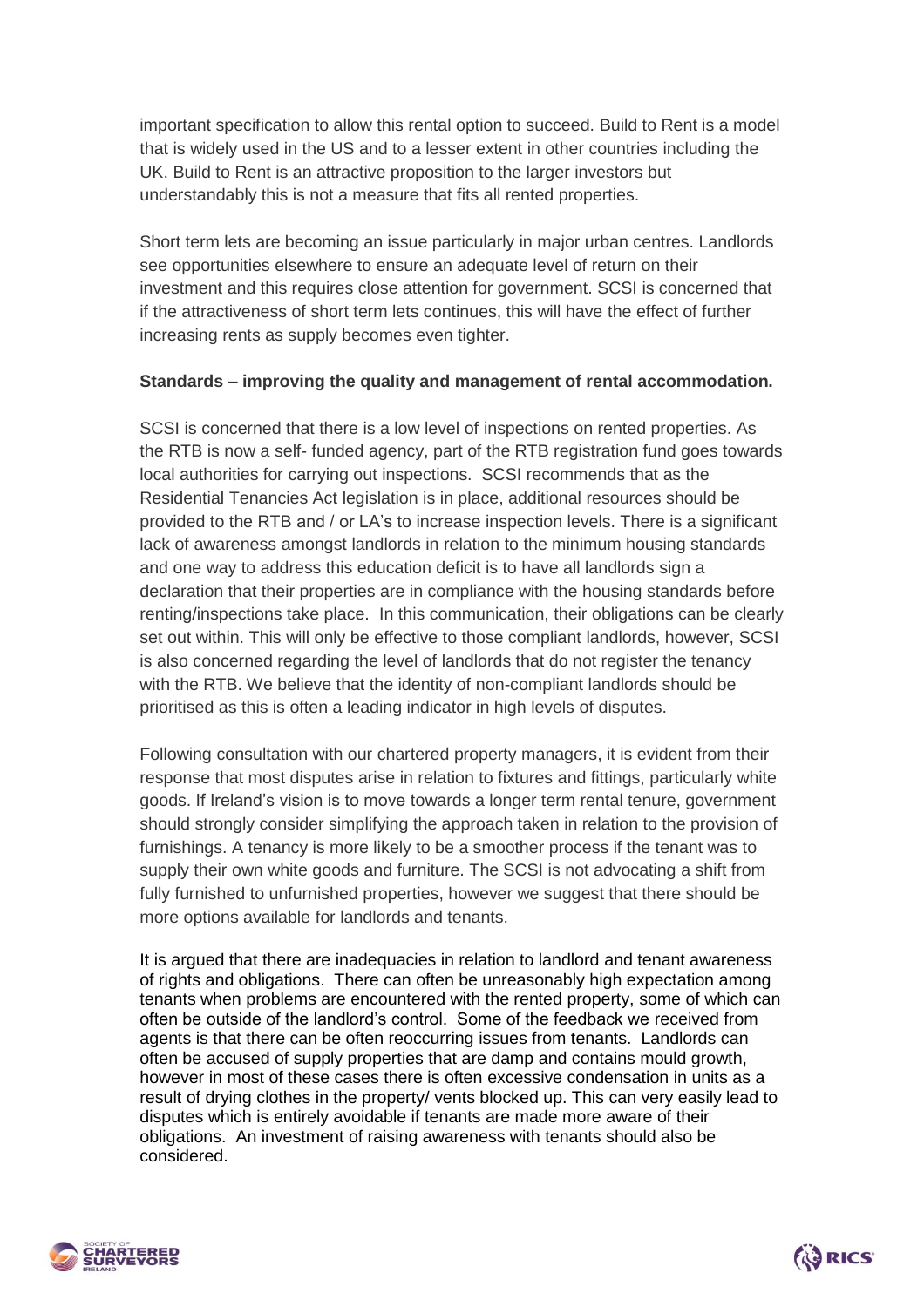important specification to allow this rental option to succeed. Build to Rent is a model that is widely used in the US and to a lesser extent in other countries including the UK. Build to Rent is an attractive proposition to the larger investors but understandably this is not a measure that fits all rented properties.

Short term lets are becoming an issue particularly in major urban centres. Landlords see opportunities elsewhere to ensure an adequate level of return on their investment and this requires close attention for government. SCSI is concerned that if the attractiveness of short term lets continues, this will have the effect of further increasing rents as supply becomes even tighter.

**Standards – improving the quality and management of rental accommodation.**

SCSI is concerned that there is a low level of inspections on rented properties. As the RTB is now a self- funded agency, part of the RTB registration fund goes towards local authorities for carrying out inspections. SCSI recommends that as the Residential Tenancies Act legislation is in place, additional resources should be provided to the RTB and / or LA's to increase inspection levels. There is a significant lack of awareness amongst landlords in relation to the minimum housing standards and one way to address this education deficit is to have all landlords sign a declaration that their properties are in compliance with the housing standards before renting/inspections take place. In this communication, their obligations can be clearly set out within. This will only be effective to those compliant landlords, however, SCSI is also concerned regarding the level of landlords that do not register the tenancy with the RTB. We believe that the identity of non-compliant landlords should be prioritised as this is often a leading indicator in high levels of disputes.

Following consultation with our chartered property managers, it is evident from their response that most disputes arise in relation to fixtures and fittings, particularly white goods. If Ireland's vision is to move towards a longer term rental tenure, government should strongly consider simplifying the approach taken in relation to the provision of furnishings. A tenancy is more likely to be a smoother process if the tenant was to supply their own white goods and furniture. The SCSI is not advocating a shift from fully furnished to unfurnished properties, however we suggest that there should be more options available for landlords and tenants.

It is argued that there are inadequacies in relation to landlord and tenant awareness of rights and obligations. There can often be unreasonably high expectation among tenants when problems are encountered with the rented property, some of which can often be outside of the landlord's control. Some of the feedback we received from agents is that there can be often reoccurring issues from tenants. Landlords can often be accused of supply properties that are damp and contains mould growth, however in most of these cases there is often excessive condensation in units as a result of drying clothes in the property/ vents blocked up. This can very easily lead to disputes which is entirely avoidable if tenants are made more aware of their obligations. An investment of raising awareness with tenants should also be considered.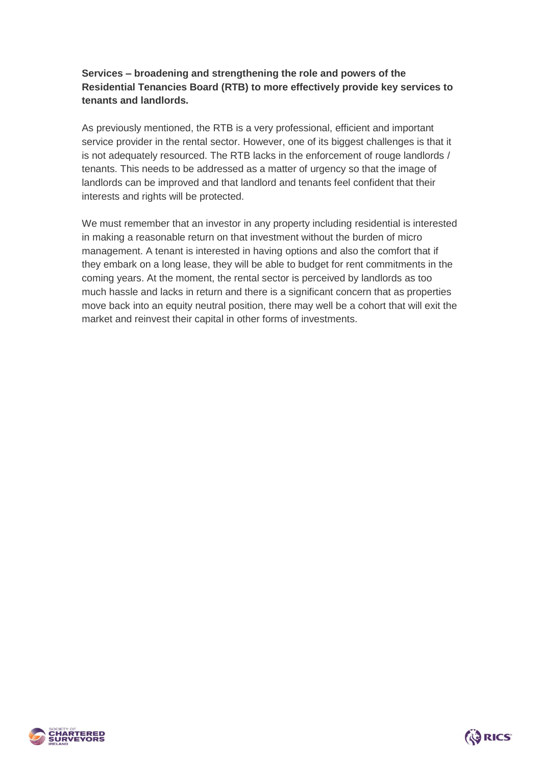**Services – broadening and strengthening the role and powers of the Residential Tenancies Board (RTB) to more effectively provide key services to tenants and landlords.**

As previously mentioned, the RTB is a very professional, efficient and important service provider in the rental sector. However, one of its biggest challenges is that it is not adequately resourced. The RTB lacks in the enforcement of rouge landlords / tenants. This needs to be addressed as a matter of urgency so that the image of landlords can be improved and that landlord and tenants feel confident that their interests and rights will be protected.

We must remember that an investor in any property including residential is interested in making a reasonable return on that investment without the burden of micro management. A tenant is interested in having options and also the comfort that if they embark on a long lease, they will be able to budget for rent commitments in the coming years. At the moment, the rental sector is perceived by landlords as too much hassle and lacks in return and there is a significant concern that as properties move back into an equity neutral position, there may well be a cohort that will exit the market and reinvest their capital in other forms of investments.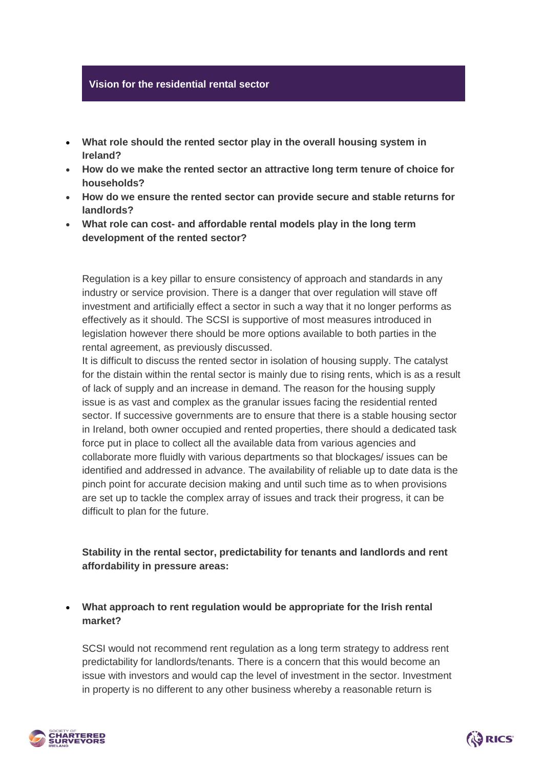## Vision for the residential rental sector

- **What role should the rented sector play in the overall housing system in Ireland?**
- **How do we make the rented sector an attractive long term tenure of choice for households?**
- **How do we ensure the rented sector can provide secure and stable returns for landlords?**
- **What role can cost- and affordable rental models play in the long term development of the rented sector?**

Regulation is a key pillar to ensure consistency of approach and standards in any industry or service provision. There is a danger that over regulation will stave off investment and artificially effect a sector in such a way that it no longer performs as effectively as it should. The SCSI is supportive of most measures introduced in legislation however there should be more options available to both parties in the rental agreement, as previously discussed.

It is difficult to discuss the rented sector in isolation of housing supply. The catalyst for the distain within the rental sector is mainly due to rising rents, which is as a result of lack of supply and an increase in demand. The reason for the housing supply issue is as vast and complex as the granular issues facing the residential rented sector. If successive governments are to ensure that there is a stable housing sector in Ireland, both owner occupied and rented properties, there should a dedicated task force put in place to collect all the available data from various agencies and collaborate more fluidly with various departments so that blockages/ issues can be identified and addressed in advance. The availability of reliable up to date data is the pinch point for accurate decision making and until such time as to when provisions are set up to tackle the complex array of issues and track their progress, it can be difficult to plan for the future.

**Stability in the rental sector, predictability for tenants and landlords and rent affordability in pressure areas:**

- **What approach to rent regulation would be appropriate for the Irish rental market?**

SCSI would not recommend rent regulation as a long term strategy to address rent predictability for landlords/tenants. There is a concern that this would become an issue with investors and would cap the level of investment in the sector. Investment in property is no different to any other business whereby a reasonable return is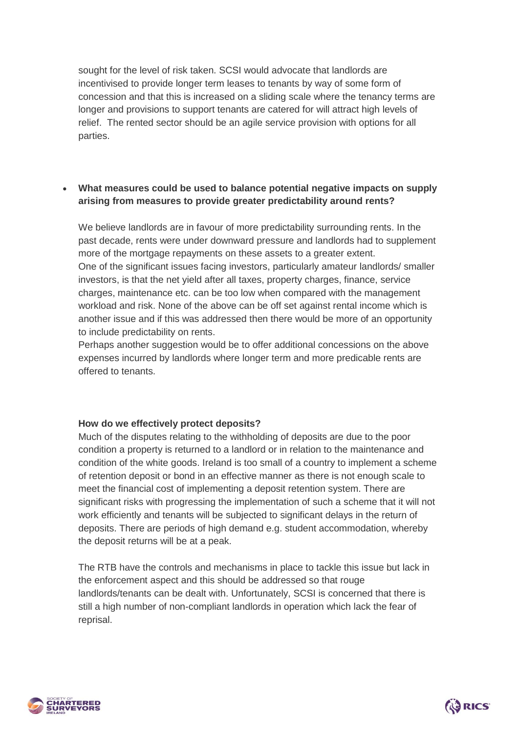sought for the level of risk taken. SCSI would advocate that landlords are incentivised to provide longer term leases to tenants by way of some form of concession and that this is increased on a sliding scale where the tenancy terms are longer and provisions to support tenants are catered for will attract high levels of relief. The rented sector should be an agile service provision with options for all parties.

- **What measures could be used to balance potential negative impacts on supply arising from measures to provide greater predictability around rents?**

  We believe landlords are in favour of more predictability surrounding rents. In the past decade, rents were under downward pressure and landlords had to supplement more of the mortgage repayments on these assets to a greater extent.
  One of the significant issues facing investors, particularly amateur landlords/ smaller investors, is that the net yield after all taxes, property charges, finance, service charges, maintenance etc. can be too low when compared with the management workload and risk. None of the above can be off set against rental income which is another issue and if this was addressed then there would be more of an opportunity to include predictability on rents.
  Perhaps another suggestion would be to offer additional concessions on the above expenses incurred by landlords where longer term and more predicable rents are offered to tenants.

**How do we effectively protect deposits?**

Much of the disputes relating to the withholding of deposits are due to the poor condition a property is returned to a landlord or in relation to the maintenance and condition of the white goods. Ireland is too small of a country to implement a scheme of retention deposit or bond in an effective manner as there is not enough scale to meet the financial cost of implementing a deposit retention system. There are significant risks with progressing the implementation of such a scheme that it will not work efficiently and tenants will be subjected to significant delays in the return of deposits. There are periods of high demand e.g. student accommodation, whereby the deposit returns will be at a peak.

The RTB have the controls and mechanisms in place to tackle this issue but lack in the enforcement aspect and this should be addressed so that rouge landlords/tenants can be dealt with. Unfortunately, SCSI is concerned that there is still a high number of non-compliant landlords in operation which lack the fear of reprisal.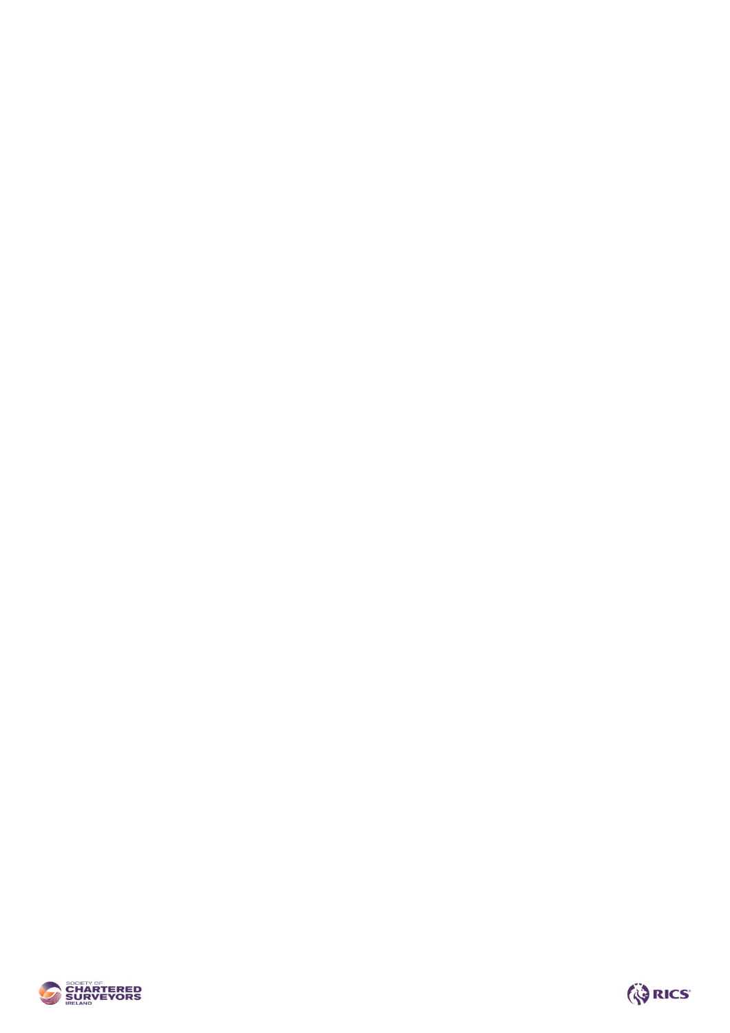SOCIETY OF CHARTERED SURVEYORS IRELAND

RICS